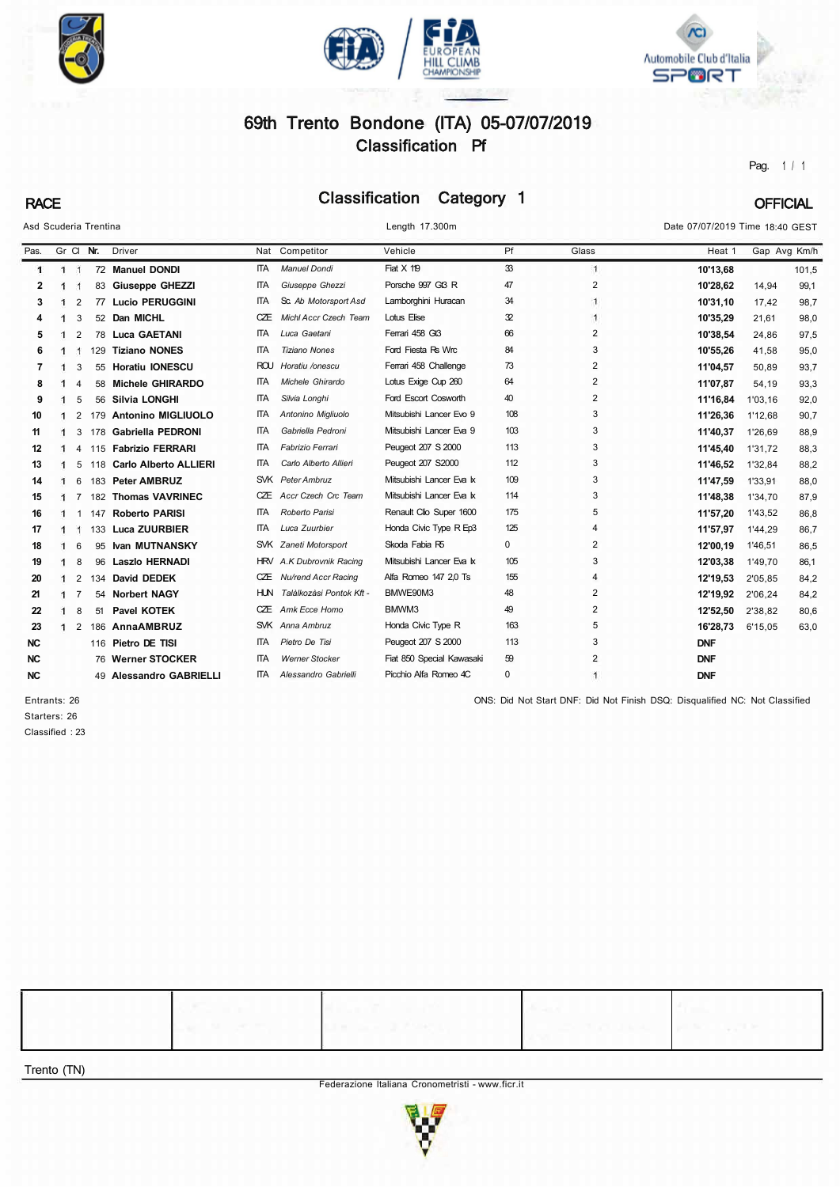# 69th Trento Bondone (ITA) 05-07/07/2019

## Classification Pf

**RACE** — **Classification Category 1** — **OFFICIAL**

Asd Scuderia Trentina — Length 17.300m — Date 07/07/2019 Time 18:40 GEST

| Pos. | Gr | Cl | Nr. | Driver | Nat | Competitor | Vehicle | Pf | Glass | Heat 1 | Gap | Avg Km/h |
|---|---|---|---|---|---|---|---|---|---|---|---|---|
| 1 | 1 | 1 | 72 | **Manuel DONDI** | ITA | *Manuel Dondi* | Fiat X 19 | 33 | 1 | **10'13,68** | | 101,5 |
| 2 | 1 | 1 | 83 | **Giuseppe GHEZZI** | ITA | *Giuseppe Ghezzi* | Porsche 997 Gt3 R | 47 | 2 | **10'28,62** | 14,94 | 99,1 |
| 3 | 1 | 2 | 77 | **Lucio PERUGGINI** | ITA | *Sc. Ab Motorsport Asd* | Lamborghini Huracan | 34 | 1 | **10'31,10** | 17,42 | 98,7 |
| 4 | 1 | 3 | 52 | **Dan MICHL** | CZE | *Michl Accr Czech Team* | Lotus Elise | 32 | 1 | **10'35,29** | 21,61 | 98,0 |
| 5 | 1 | 2 | 78 | **Luca GAETANI** | ITA | *Luca Gaetani* | Ferrari 458 Gt3 | 66 | 2 | **10'38,54** | 24,86 | 97,5 |
| 6 | 1 | 1 | 129 | **Tiziano NONES** | ITA | *Tiziano Nones* | Ford Fiesta Rs Wrc | 84 | 3 | **10'55,26** | 41,58 | 95,0 |
| 7 | 1 | 3 | 55 | **Horatiu IONESCU** | ROU | *Horatiu Ionescu* | Ferrari 458 Challenge | 73 | 2 | **11'04,57** | 50,89 | 93,7 |
| 8 | 1 | 4 | 58 | **Michele GHIRARDO** | ITA | *Michele Ghirardo* | Lotus Exige Cup 260 | 64 | 2 | **11'07,87** | 54,19 | 93,3 |
| 9 | 1 | 5 | 56 | **Silvia LONGHI** | ITA | *Silvia Longhi* | Ford Escort Cosworth | 40 | 2 | **11'16,84** | 1'03,16 | 92,0 |
| 10 | 1 | 2 | 179 | **Antonino MIGLIUOLO** | ITA | *Antonino Migliuolo* | Mitsubishi Lancer Evo 9 | 108 | 3 | **11'26,36** | 1'12,68 | 90,7 |
| 11 | 1 | 3 | 178 | **Gabriella PEDRONI** | ITA | *Gabriella Pedroni* | Mitsubishi Lancer Eva 9 | 103 | 3 | **11'40,37** | 1'26,69 | 88,9 |
| 12 | 1 | 4 | 115 | **Fabrizio FERRARI** | ITA | *Fabrizio Ferrari* | Peugeot 207 S 2000 | 113 | 3 | **11'45,40** | 1'31,72 | 88,3 |
| 13 | 1 | 5 | 118 | **Carlo Alberto ALLIERI** | ITA | *Carlo Alberto Allieri* | Peugeot 207 S2000 | 112 | 3 | **11'46,52** | 1'32,84 | 88,2 |
| 14 | 1 | 6 | 183 | **Peter AMBRUZ** | SVK | *Peter Ambruz* | Mitsubishi Lancer Eva Ix | 109 | 3 | **11'47,59** | 1'33,91 | 88,0 |
| 15 | 1 | 7 | 182 | **Thomas VAVRINEC** | CZE | *Accr Czech Crc Team* | Mitsubishi Lancer Eva Ix | 114 | 3 | **11'48,38** | 1'34,70 | 87,9 |
| 16 | 1 | 1 | 147 | **Roberto PARISI** | ITA | *Roberto Parisi* | Renault Clio Super 1600 | 175 | 5 | **11'57,20** | 1'43,52 | 86,8 |
| 17 | 1 | 1 | 133 | **Luca ZUURBIER** | ITA | *Luca Zuurbier* | Honda Civic Type R Ep3 | 125 | 4 | **11'57,97** | 1'44,29 | 86,7 |
| 18 | 1 | 6 | 95 | **Ivan MUTNANSKY** | SVK | *Zaneti Motorsport* | Skoda Fabia R5 | 0 | 2 | **12'00,19** | 1'46,51 | 86,5 |
| 19 | 1 | 8 | 96 | **Laszlo HERNADI** | HRV | *A.K Dubrovnik Racing* | Mitsubishi Lancer Eva Ix | 105 | 3 | **12'03,38** | 1'49,70 | 86,1 |
| 20 | 1 | 2 | 134 | **David DEDEK** | CZE | *Nu/rend Accr Racing* | Alfa Romeo 147 2,0 Ts | 155 | 4 | **12'19,53** | 2'05,85 | 84,2 |
| 21 | 1 | 7 | 54 | **Norbert NAGY** | HUN | *Talàlkozási Pontok Kft -* | BMWE90M3 | 48 | 2 | **12'19,92** | 2'06,24 | 84,2 |
| 22 | 1 | 8 | 51 | **Pavel KOTEK** | CZE | *Amk Ecce Homo* | BMWM3 | 49 | 2 | **12'52,50** | 2'38,82 | 80,6 |
| 23 | 1 | 2 | 186 | **AnnaAMBRUZ** | SVK | *Anna Ambruz* | Honda Civic Type R | 163 | 5 | **16'28,73** | 6'15,05 | 63,0 |
| NC | | | 116 | **Pietro DE TISI** | ITA | *Pietro De Tisi* | Peugeot 207 S 2000 | 113 | 3 | **DNF** | | |
| NC | | | 76 | **Werner STOCKER** | ITA | *Werner Stocker* | Fiat 850 Special Kawasaki | 59 | 2 | **DNF** | | |
| NC | | | 49 | **Alessandro GABRIELLI** | ITA | *Alessandro Gabrielli* | Picchio Alfa Romeo 4C | 0 | 1 | **DNF** | | |

Entrants: 26
Starters: 26
Classified : 23

ONS: Did Not Start DNF: Did Not Finish DSQ: Disqualified NC: Not Classified

Trento (TN)

Federazione Italiana Cronometristi - www.ficr.it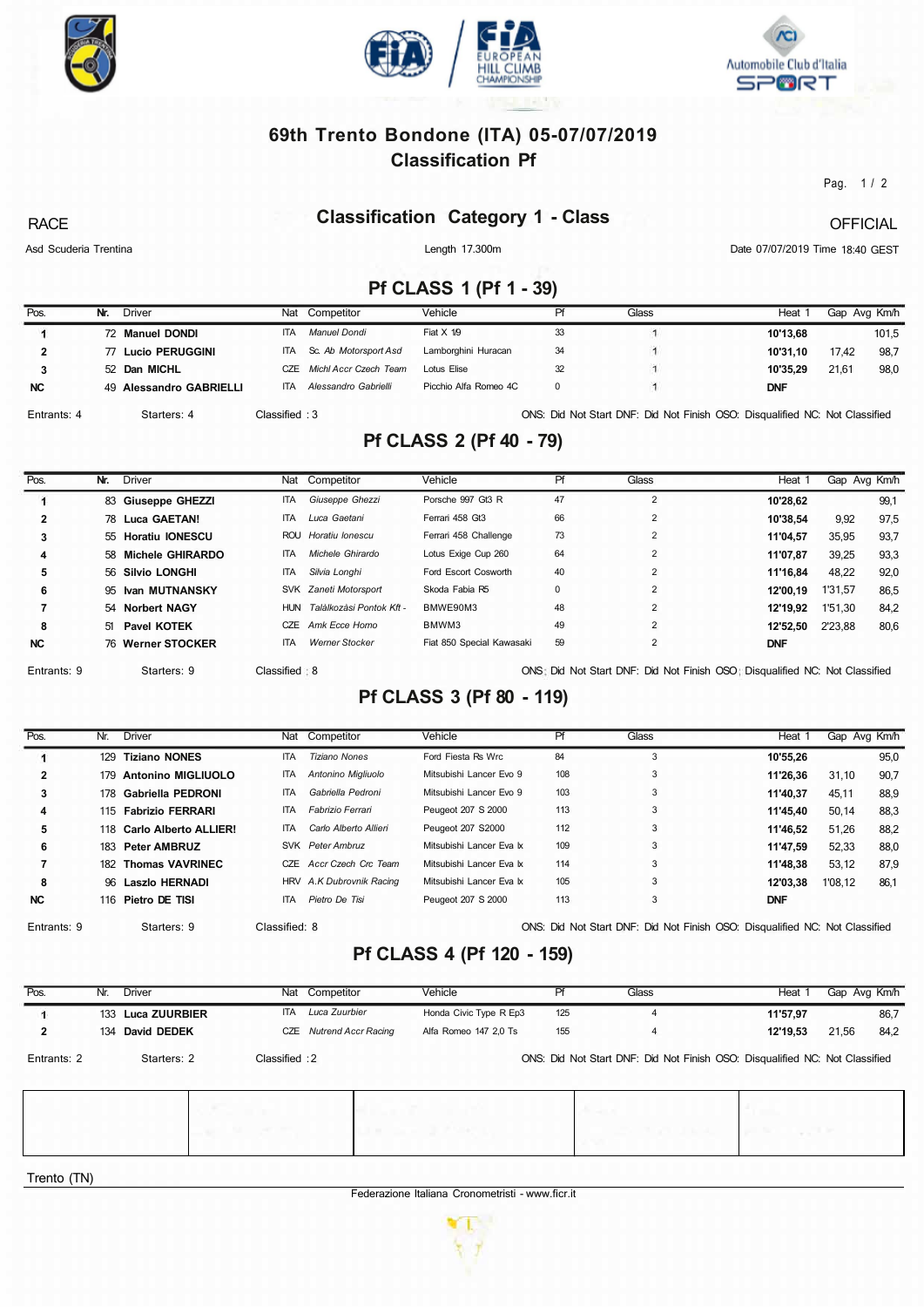# 69th Trento Bondone (ITA) 05-07/07/2019

## Classification Pf

RACE

## Classification Category 1 - Class

OFFICIAL

Asd Scuderia Trentina

Length 17.300m

Date 07/07/2019 Time 18:40 GEST

### Pf CLASS 1 (Pf 1 - 39)

| Pos. | Nr. | Driver | Nat | Competitor | Vehicle | Pf | Class | Heat 1 | Gap | Avg Km/h |
|---|---|---|---|---|---|---|---|---|---|---|
| 1 | 72 | **Manuel DONDI** | ITA | *Manuel Dondi* | Fiat X 1/9 | 33 | 1 | **10'13,68** | | 101,5 |
| 2 | 77 | **Lucio PERUGGINI** | ITA | *Sc. Ab Motorsport Asd* | Lamborghini Huracan | 34 | 1 | **10'31,10** | 17,42 | 98,7 |
| 3 | 52 | **Dan MICHL** | CZE | *Michl Accr Czech Team* | Lotus Elise | 32 | 1 | **10'35,29** | 21,61 | 98,0 |
| NC | 49 | **Alessandro GABRIELLI** | ITA | *Alessandro Gabrielli* | Picchio Alfa Romeo 4C | 0 | 1 | **DNF** | | |

Entrants: 4 Starters: 4 Classified : 3 ONS: Did Not Start DNF: Did Not Finish OSO: Disqualified NC: Not Classified

### Pf CLASS 2 (Pf 40 - 79)

| Pos. | Nr. | Driver | Nat | Competitor | Vehicle | Pf | Class | Heat 1 | Gap | Avg Km/h |
|---|---|---|---|---|---|---|---|---|---|---|
| 1 | 83 | **Giuseppe GHEZZI** | ITA | *Giuseppe Ghezzi* | Porsche 997 Gt3 R | 47 | 2 | **10'28,62** | | 99,1 |
| 2 | 78 | **Luca GAETAN!** | ITA | *Luca Gaetani* | Ferrari 458 Gt3 | 66 | 2 | **10'38,54** | 9,92 | 97,5 |
| 3 | 55 | **Horatiu IONESCU** | ROU | *Horatiu Ionescu* | Ferrari 458 Challenge | 73 | 2 | **11'04,57** | 35,95 | 93,7 |
| 4 | 58 | **Michele GHIRARDO** | ITA | *Michele Ghirardo* | Lotus Exige Cup 260 | 64 | 2 | **11'07,87** | 39,25 | 93,3 |
| 5 | 56 | **Silvio LONGHI** | ITA | *Silvia Longhi* | Ford Escort Cosworth | 40 | 2 | **11'16,84** | 48,22 | 92,0 |
| 6 | 95 | **Ivan MUTNANSKY** | SVK | *Zaneti Motorsport* | Skoda Fabia R5 | 0 | 2 | **12'00,19** | 1'31,57 | 86,5 |
| 7 | 54 | **Norbert NAGY** | HUN | *Talàlkozàsi Pontok Kft -* | BMWE90M3 | 48 | 2 | **12'19,92** | 1'51,30 | 84,2 |
| 8 | 51 | **Pavel KOTEK** | CZE | *Amk Ecce Homo* | BMWM3 | 49 | 2 | **12'52,50** | 2'23,88 | 80,6 |
| NC | 76 | **Werner STOCKER** | ITA | *Werner Stocker* | Fiat 850 Special Kawasaki | 59 | 2 | **DNF** | | |

Entrants: 9 Starters: 9 Classified : 8 ONS; Did Not Start DNF: Did Not Finish OSO; Disqualified NC: Not Classified

### Pf CLASS 3 (Pf 80 - 119)

| Pos. | Nr. | Driver | Nat | Competitor | Vehicle | Pf | Class | Heat 1 | Gap | Avg Km/h |
|---|---|---|---|---|---|---|---|---|---|---|
| 1 | 129 | **Tiziano NONES** | ITA | *Tiziano Nones* | Ford Fiesta Rs Wrc | 84 | 3 | **10'55,26** | | 95,0 |
| 2 | 179 | **Antonino MIGLIUOLO** | ITA | *Antonino Migliuolo* | Mitsubishi Lancer Evo 9 | 108 | 3 | **11'26,36** | 31,10 | 90,7 |
| 3 | 178 | **Gabriella PEDRONI** | ITA | *Gabriella Pedroni* | Mitsubishi Lancer Evo 9 | 103 | 3 | **11'40,37** | 45,11 | 88,9 |
| 4 | 115 | **Fabrizio FERRARI** | ITA | *Fabrizio Ferrari* | Peugeot 207 S 2000 | 113 | 3 | **11'45,40** | 50,14 | 88,3 |
| 5 | 118 | **Carlo Alberto ALLIER!** | ITA | *Carlo Alberto Allieri* | Peugeot 207 S2000 | 112 | 3 | **11'46,52** | 51,26 | 88,2 |
| 6 | 183 | **Peter AMBRUZ** | SVK | *Peter Ambruz* | Mitsubishi Lancer Eva lx | 109 | 3 | **11'47,59** | 52,33 | 88,0 |
| 7 | 182 | **Thomas VAVRINEC** | CZE | *Accr Czech Crc Team* | Mitsubishi Lancer Eva lx | 114 | 3 | **11'48,38** | 53,12 | 87,9 |
| 8 | 96 | **Laszlo HERNADI** | HRV | *A.K Dubrovnik Racing* | Mitsubishi Lancer Eva lx | 105 | 3 | **12'03,38** | 1'08,12 | 86,1 |
| NC | 116 | **Pietro DE TISI** | ITA | *Pietro De Tisi* | Peugeot 207 S 2000 | 113 | 3 | **DNF** | | |

Entrants: 9 Starters: 9 Classified: 8 ONS: Did Not Start DNF: Did Not Finish OSO: Disqualified NC: Not Classified

### Pf CLASS 4 (Pf 120 - 159)

| Pos. | Nr. | Driver | Nat | Competitor | Vehicle | Pf | Class | Heat 1 | Gap | Avg Km/h |
|---|---|---|---|---|---|---|---|---|---|---|
| 1 | 133 | **Luca ZUURBIER** | ITA | *Luca Zuurbier* | Honda Civic Type R Ep3 | 125 | 4 | **11'57,97** | | 86,7 |
| 2 | 134 | **David DEDEK** | CZE | *Nutrend Accr Racing* | Alfa Romeo 147 2,0 Ts | 155 | 4 | **12'19,53** | 21,56 | 84,2 |

Entrants: 2 Starters: 2 Classified : 2 ONS: Did Not Start DNF: Did Not Finish OSO: Disqualified NC: Not Classified

Trento (TN)

Federazione Italiana Cronometristi - www.ficr.it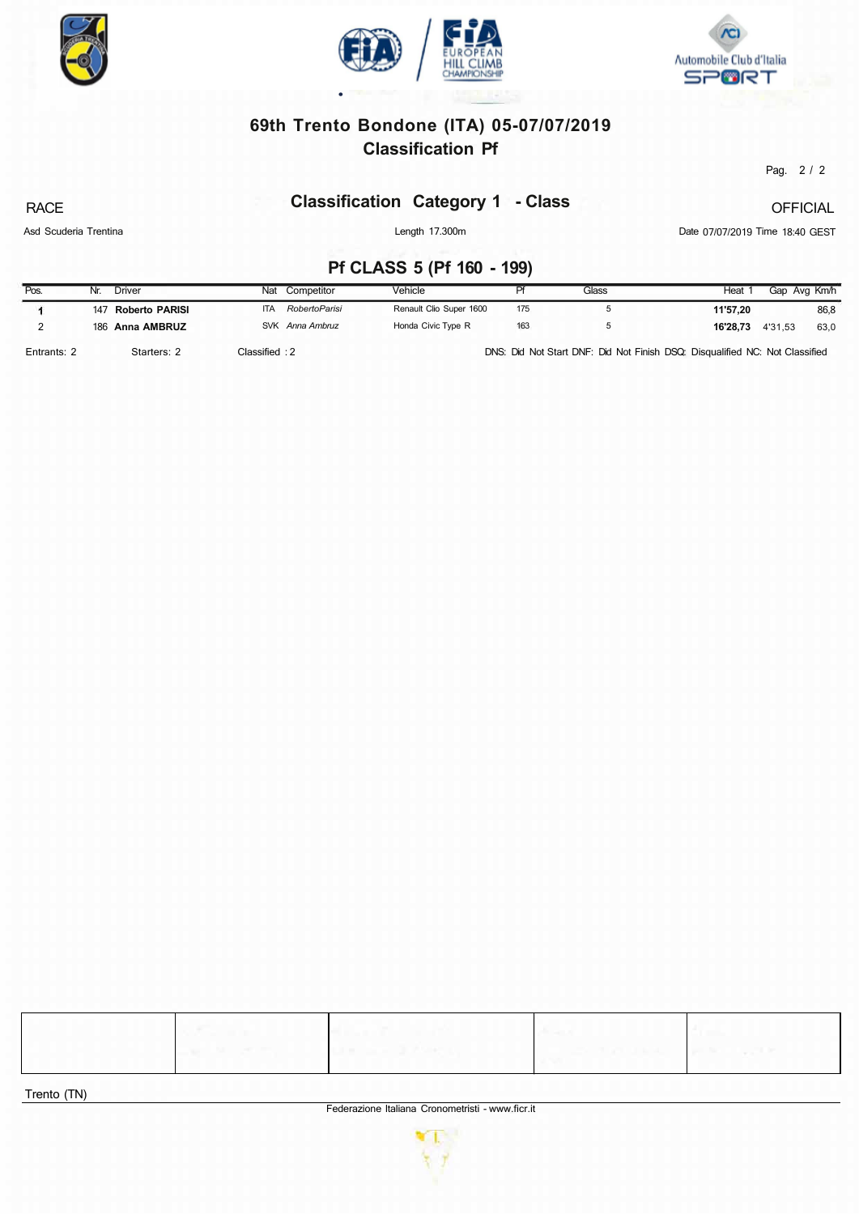# 69th Trento Bondone (ITA) 05-07/07/2019

## Classification Pf

RACE

## Classification Category 1 - Class

OFFICIAL

Asd Scuderia Trentina

Length 17.300m

Date 07/07/2019 Time 18:40 GEST

### Pf CLASS 5 (Pf 160 - 199)

| Pos. | Nr. | Driver | Nat | Competitor | Vehicle | Pf | Glass | Heat 1 | Gap | Avg Km/h |
|---|---|---|---|---|---|---|---|---|---|---|
| 1 | 147 | **Roberto PARISI** | ITA | *RobertoParisi* | Renault Clio Super 1600 | 175 | 5 | **11'57,20** | | 86,8 |
| 2 | 186 | **Anna AMBRUZ** | SVK | *Anna Ambruz* | Honda Civic Type R | 163 | 5 | **16'28,73** | 4'31,53 | 63,0 |

Entrants: 2 Starters: 2 Classified : 2

DNS: Did Not Start DNF: Did Not Finish DSQ: Disqualified NC: Not Classified

Trento (TN)

Federazione Italiana Cronometristi - www.ficr.it